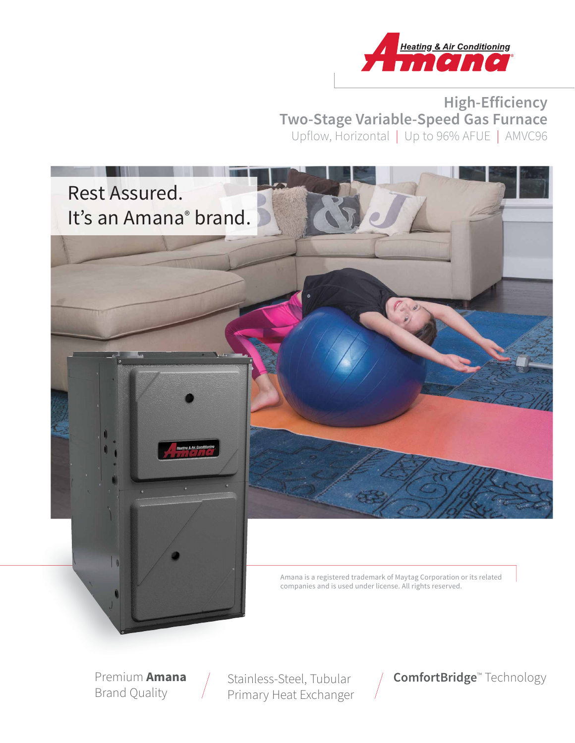Heating & Air Conditioning
Amana®

# High-Efficiency Two-Stage Variable-Speed Gas Furnace

Upflow, Horizontal | Up to 96% AFUE | AMVC96

Rest Assured.
It's an Amana® brand.

Amana is a registered trademark of Maytag Corporation or its related companies and is used under license. All rights reserved.

Premium **Amana** Brand Quality

Stainless-Steel, Tubular Primary Heat Exchanger

**ComfortBridge**™ Technology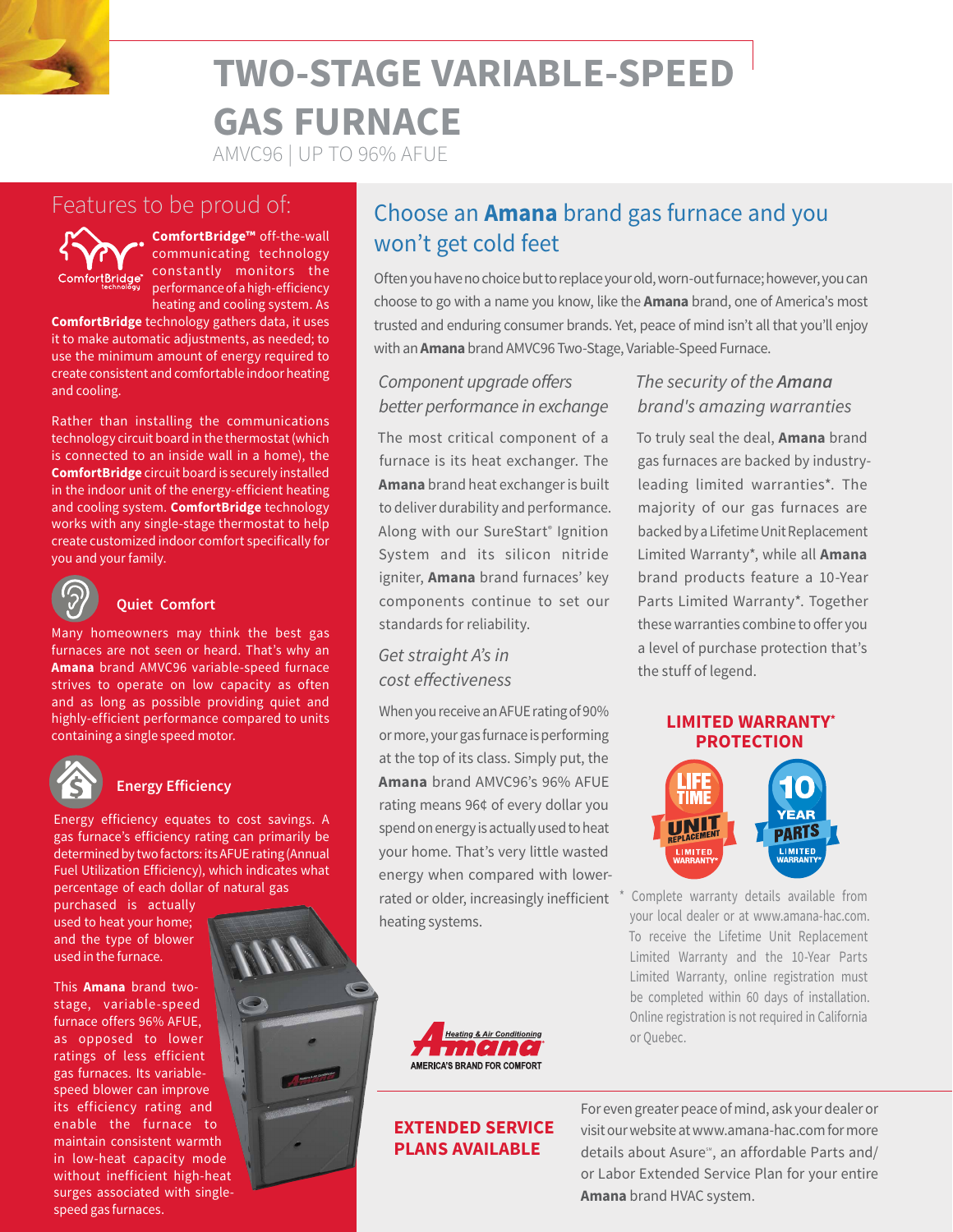# TWO-STAGE VARIABLE-SPEED GAS FURNACE

AMVC96 | UP TO 96% AFUE

## Features to be proud of:

**ComfortBridge™** off-the-wall communicating technology constantly monitors the performance of a high-efficiency heating and cooling system. As **ComfortBridge** technology gathers data, it uses it to make automatic adjustments, as needed; to use the minimum amount of energy required to create consistent and comfortable indoor heating and cooling.

Rather than installing the communications technology circuit board in the thermostat (which is connected to an inside wall in a home), the **ComfortBridge** circuit board is securely installed in the indoor unit of the energy-efficient heating and cooling system. **ComfortBridge** technology works with any single-stage thermostat to help create customized indoor comfort specifically for you and your family.

### Quiet Comfort

Many homeowners may think the best gas furnaces are not seen or heard. That's why an **Amana** brand AMVC96 variable-speed furnace strives to operate on low capacity as often and as long as possible providing quiet and highly-efficient performance compared to units containing a single speed motor.

### Energy Efficiency

Energy efficiency equates to cost savings. A gas furnace's efficiency rating can primarily be determined by two factors: its AFUE rating (Annual Fuel Utilization Efficiency), which indicates what percentage of each dollar of natural gas purchased is actually used to heat your home; and the type of blower used in the furnace.

This **Amana** brand two-stage, variable-speed furnace offers 96% AFUE, as opposed to lower ratings of less efficient gas furnaces. Its variable-speed blower can improve its efficiency rating and enable the furnace to maintain consistent warmth in low-heat capacity mode without inefficient high-heat surges associated with single-speed gas furnaces.

## Choose an **Amana** brand gas furnace and you won't get cold feet

Often you have no choice but to replace your old, worn-out furnace; however, you can choose to go with a name you know, like the **Amana** brand, one of America's most trusted and enduring consumer brands. Yet, peace of mind isn't all that you'll enjoy with an **Amana** brand AMVC96 Two-Stage, Variable-Speed Furnace.

### *Component upgrade offers better performance in exchange*

The most critical component of a furnace is its heat exchanger. The **Amana** brand heat exchanger is built to deliver durability and performance. Along with our SureStart® Ignition System and its silicon nitride igniter, **Amana** brand furnaces' key components continue to set our standards for reliability.

### *Get straight A's in cost effectiveness*

When you receive an AFUE rating of 90% or more, your gas furnace is performing at the top of its class. Simply put, the **Amana** brand AMVC96's 96% AFUE rating means 96¢ of every dollar you spend on energy is actually used to heat your home. That's very little wasted energy when compared with lower-rated or older, increasingly inefficient heating systems.

### *The security of the Amana brand's amazing warranties*

To truly seal the deal, **Amana** brand gas furnaces are backed by industry-leading limited warranties*. The majority of our gas furnaces are backed by a Lifetime Unit Replacement Limited Warranty*, while all **Amana** brand products feature a 10-Year Parts Limited Warranty*. Together these warranties combine to offer you a level of purchase protection that's the stuff of legend.

**LIMITED WARRANTY* PROTECTION**

LIFETIME UNIT REPLACEMENT LIMITED WARRANTY* | 10 YEAR PARTS LIMITED WARRANTY*

\* Complete warranty details available from your local dealer or at www.amana-hac.com. To receive the Lifetime Unit Replacement Limited Warranty and the 10-Year Parts Limited Warranty, online registration must be completed within 60 days of installation. Online registration is not required in California or Quebec.

Amana Heating & Air Conditioning — AMERICA'S BRAND FOR COMFORT

**EXTENDED SERVICE PLANS AVAILABLE**

For even greater peace of mind, ask your dealer or visit our website at www.amana-hac.com for more details about Asure℠, an affordable Parts and/or Labor Extended Service Plan for your entire **Amana** brand HVAC system.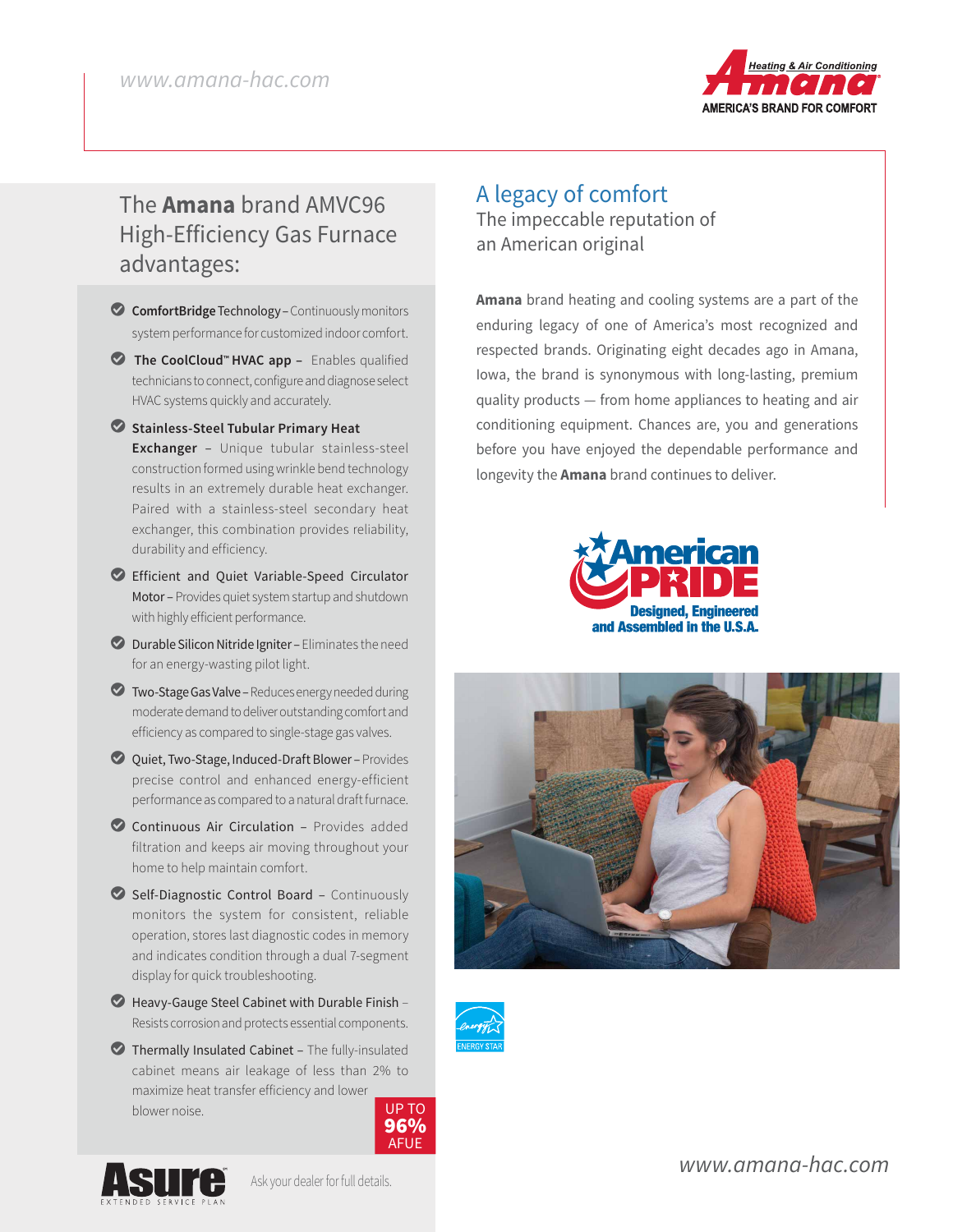## The **Amana** brand AMVC96 High-Efficiency Gas Furnace advantages:

- **ComfortBridge Technology** – Continuously monitors system performance for customized indoor comfort.
- **The CoolCloud™ HVAC app** – Enables qualified technicians to connect, configure and diagnose select HVAC systems quickly and accurately.
- **Stainless-Steel Tubular Primary Heat Exchanger** – Unique tubular stainless-steel construction formed using wrinkle bend technology results in an extremely durable heat exchanger. Paired with a stainless-steel secondary heat exchanger, this combination provides reliability, durability and efficiency.
- **Efficient and Quiet Variable-Speed Circulator Motor** – Provides quiet system startup and shutdown with highly efficient performance.
- **Durable Silicon Nitride Igniter** – Eliminates the need for an energy-wasting pilot light.
- **Two-Stage Gas Valve** – Reduces energy needed during moderate demand to deliver outstanding comfort and efficiency as compared to single-stage gas valves.
- **Quiet, Two-Stage, Induced-Draft Blower** – Provides precise control and enhanced energy-efficient performance as compared to a natural draft furnace.
- **Continuous Air Circulation** – Provides added filtration and keeps air moving throughout your home to help maintain comfort.
- **Self-Diagnostic Control Board** – Continuously monitors the system for consistent, reliable operation, stores last diagnostic codes in memory and indicates condition through a dual 7-segment display for quick troubleshooting.
- **Heavy-Gauge Steel Cabinet with Durable Finish** – Resists corrosion and protects essential components.
- **Thermally Insulated Cabinet** – The fully-insulated cabinet means air leakage of less than 2% to maximize heat transfer efficiency and lower blower noise.

UP TO **96%** AFUE

Asure EXTENDED SERVICE PLAN — Ask your dealer for full details.

## A legacy of comfort

### The impeccable reputation of an American original

**Amana** brand heating and cooling systems are a part of the enduring legacy of one of America's most recognized and respected brands. Originating eight decades ago in Amana, Iowa, the brand is synonymous with long-lasting, premium quality products — from home appliances to heating and air conditioning equipment. Chances are, you and generations before you have enjoyed the dependable performance and longevity the **Amana** brand continues to deliver.

American PRIDE — Designed, Engineered and Assembled in the U.S.A.

ENERGY STAR

www.amana-hac.com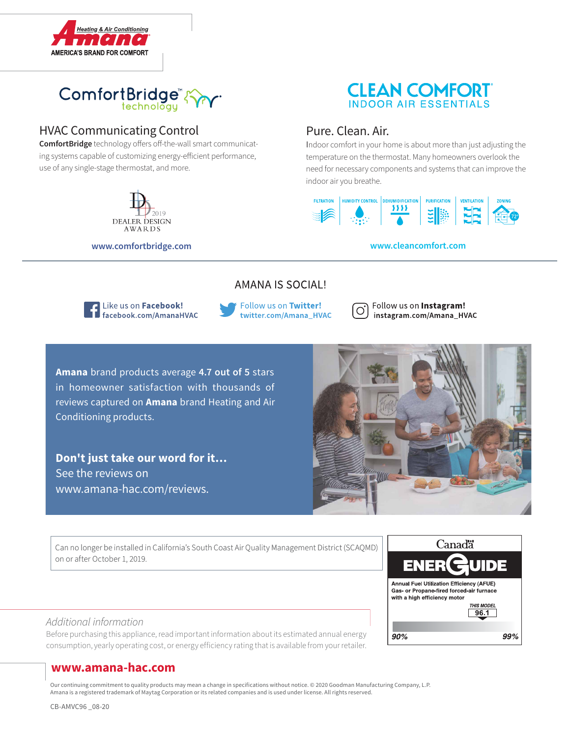Heating & Air Conditioning
Amana
AMERICA'S BRAND FOR COMFORT

ComfortBridge™ technology

## HVAC Communicating Control

**ComfortBridge** technology offers off-the-wall smart communicating systems capable of customizing energy-efficient performance, use of any single-stage thermostat, and more.

2019 DEALER DESIGN AWARDS

www.comfortbridge.com

CLEAN COMFORT
INDOOR AIR ESSENTIALS

## Pure. Clean. Air.

Indoor comfort in your home is about more than just adjusting the temperature on the thermostat. Many homeowners overlook the need for necessary components and systems that can improve the indoor air you breathe.

FILTRATION | HUMIDITY CONTROL | DEHUMIDIFICATION | PURIFICATION | VENTILATION | ZONING

www.cleancomfort.com

## AMANA IS SOCIAL!

Like us on **Facebook!**
facebook.com/AmanaHVAC

Follow us on **Twitter!**
twitter.com/Amana_HVAC

Follow us on **Instagram!**
instagram.com/Amana_HVAC

**Amana** brand products average **4.7 out of 5** stars in homeowner satisfaction with thousands of reviews captured on **Amana** brand Heating and Air Conditioning products.

**Don't just take our word for it...**
See the reviews on
www.amana-hac.com/reviews.

Can no longer be installed in California's South Coast Air Quality Management District (SCAQMD) on or after October 1, 2019.

Canada
ENERGUIDE
Annual Fuel Utilization Efficiency (AFUE)
Gas- or Propane-fired forced-air furnace with a high efficiency motor
THIS MODEL
96.1
90% 99%

*Additional information*

Before purchasing this appliance, read important information about its estimated annual energy consumption, yearly operating cost, or energy efficiency rating that is available from your retailer.

**www.amana-hac.com**

Our continuing commitment to quality products may mean a change in specifications without notice. © 2020 Goodman Manufacturing Company, L.P.
Amana is a registered trademark of Maytag Corporation or its related companies and is used under license. All rights reserved.

CB-AMVC96 _08-20